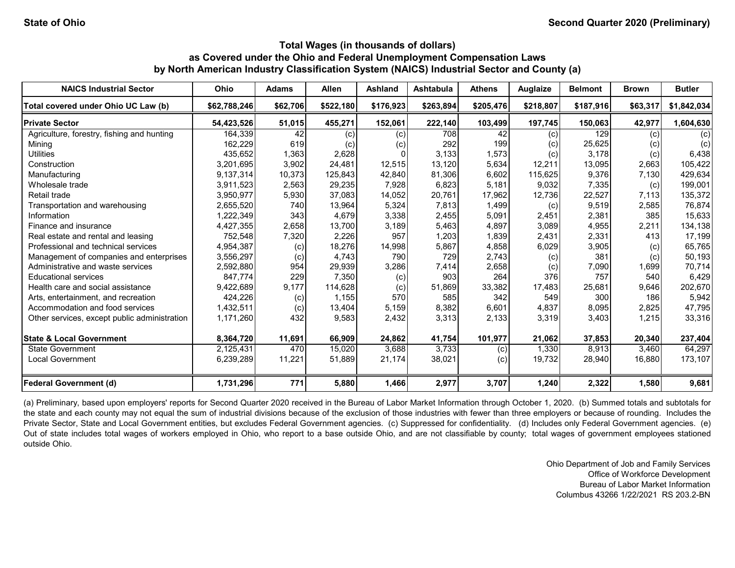State of Ohio — Second Quarter 2020 (Preliminary)

### Total Wages (in thousands of dollars)
### as Covered under the Ohio and Federal Unemployment Compensation Laws
### by North American Industry Classification System (NAICS) Industrial Sector and County (a)

| NAICS Industrial Sector | Ohio | Adams | Allen | Ashland | Ashtabula | Athens | Auglaize | Belmont | Brown | Butler |
|---|---|---|---|---|---|---|---|---|---|---|
| **Total covered under Ohio UC Law (b)** | **$62,788,246** | **$62,706** | **$522,180** | **$176,923** | **$263,894** | **$205,476** | **$218,807** | **$187,916** | **$63,317** | **$1,842,034** |
| **Private Sector** | **54,423,526** | **51,015** | **455,271** | **152,061** | **222,140** | **103,499** | **197,745** | **150,063** | **42,977** | **1,604,630** |
| Agriculture, forestry, fishing and hunting | 164,339 | 42 | (c) | (c) | 708 | 42 | (c) | 129 | (c) | (c) |
| Mining | 162,229 | 619 | (c) | (c) | 292 | 199 | (c) | 25,625 | (c) | (c) |
| Utilities | 435,652 | 1,363 | 2,628 | 0 | 3,133 | 1,573 | (c) | 3,178 | (c) | 6,438 |
| Construction | 3,201,695 | 3,902 | 24,481 | 12,515 | 13,120 | 5,634 | 12,211 | 13,095 | 2,663 | 105,422 |
| Manufacturing | 9,137,314 | 10,373 | 125,843 | 42,840 | 81,306 | 6,602 | 115,625 | 9,376 | 7,130 | 429,634 |
| Wholesale trade | 3,911,523 | 2,563 | 29,235 | 7,928 | 6,823 | 5,181 | 9,032 | 7,335 | (c) | 199,001 |
| Retail trade | 3,950,977 | 5,930 | 37,083 | 14,052 | 20,761 | 17,962 | 12,736 | 22,527 | 7,113 | 135,372 |
| Transportation and warehousing | 2,655,520 | 740 | 13,964 | 5,324 | 7,813 | 1,499 | (c) | 9,519 | 2,585 | 76,874 |
| Information | 1,222,349 | 343 | 4,679 | 3,338 | 2,455 | 5,091 | 2,451 | 2,381 | 385 | 15,633 |
| Finance and insurance | 4,427,355 | 2,658 | 13,700 | 3,189 | 5,463 | 4,897 | 3,089 | 4,955 | 2,211 | 134,138 |
| Real estate and rental and leasing | 752,548 | 7,320 | 2,226 | 957 | 1,203 | 1,839 | 2,431 | 2,331 | 413 | 17,199 |
| Professional and technical services | 4,954,387 | (c) | 18,276 | 14,998 | 5,867 | 4,858 | 6,029 | 3,905 | (c) | 65,765 |
| Management of companies and enterprises | 3,556,297 | (c) | 4,743 | 790 | 729 | 2,743 | (c) | 381 | (c) | 50,193 |
| Administrative and waste services | 2,592,880 | 954 | 29,939 | 3,286 | 7,414 | 2,658 | (c) | 7,090 | 1,699 | 70,714 |
| Educational services | 847,774 | 229 | 7,350 | (c) | 903 | 264 | 376 | 757 | 540 | 6,429 |
| Health care and social assistance | 9,422,689 | 9,177 | 114,628 | (c) | 51,869 | 33,382 | 17,483 | 25,681 | 9,646 | 202,670 |
| Arts, entertainment, and recreation | 424,226 | (c) | 1,155 | 570 | 585 | 342 | 549 | 300 | 186 | 5,942 |
| Accommodation and food services | 1,432,511 | (c) | 13,404 | 5,159 | 8,382 | 6,601 | 4,837 | 8,095 | 2,825 | 47,795 |
| Other services, except public administration | 1,171,260 | 432 | 9,583 | 2,432 | 3,313 | 2,133 | 3,319 | 3,403 | 1,215 | 33,316 |
| **State & Local Government** | **8,364,720** | **11,691** | **66,909** | **24,862** | **41,754** | **101,977** | **21,062** | **37,853** | **20,340** | **237,404** |
| State Government | 2,125,431 | 470 | 15,020 | 3,688 | 3,733 | (c) | 1,330 | 8,913 | 3,460 | 64,297 |
| Local Government | 6,239,289 | 11,221 | 51,889 | 21,174 | 38,021 | (c) | 19,732 | 28,940 | 16,880 | 173,107 |
| **Federal Government (d)** | **1,731,296** | **771** | **5,880** | **1,466** | **2,977** | **3,707** | **1,240** | **2,322** | **1,580** | **9,681** |

(a) Preliminary, based upon employers' reports for Second Quarter 2020 received in the Bureau of Labor Market Information through October 1, 2020. (b) Summed totals and subtotals for the state and each county may not equal the sum of industrial divisions because of the exclusion of those industries with fewer than three employers or because of rounding. Includes the Private Sector, State and Local Government entities, but excludes Federal Government agencies. (c) Suppressed for confidentiality. (d) Includes only Federal Government agencies. (e) Out of state includes total wages of workers employed in Ohio, who report to a base outside Ohio, and are not classifiable by county; total wages of government employees stationed outside Ohio.

Ohio Department of Job and Family Services
Office of Workforce Development
Bureau of Labor Market Information
Columbus 43266 1/22/2021 RS 203.2-BN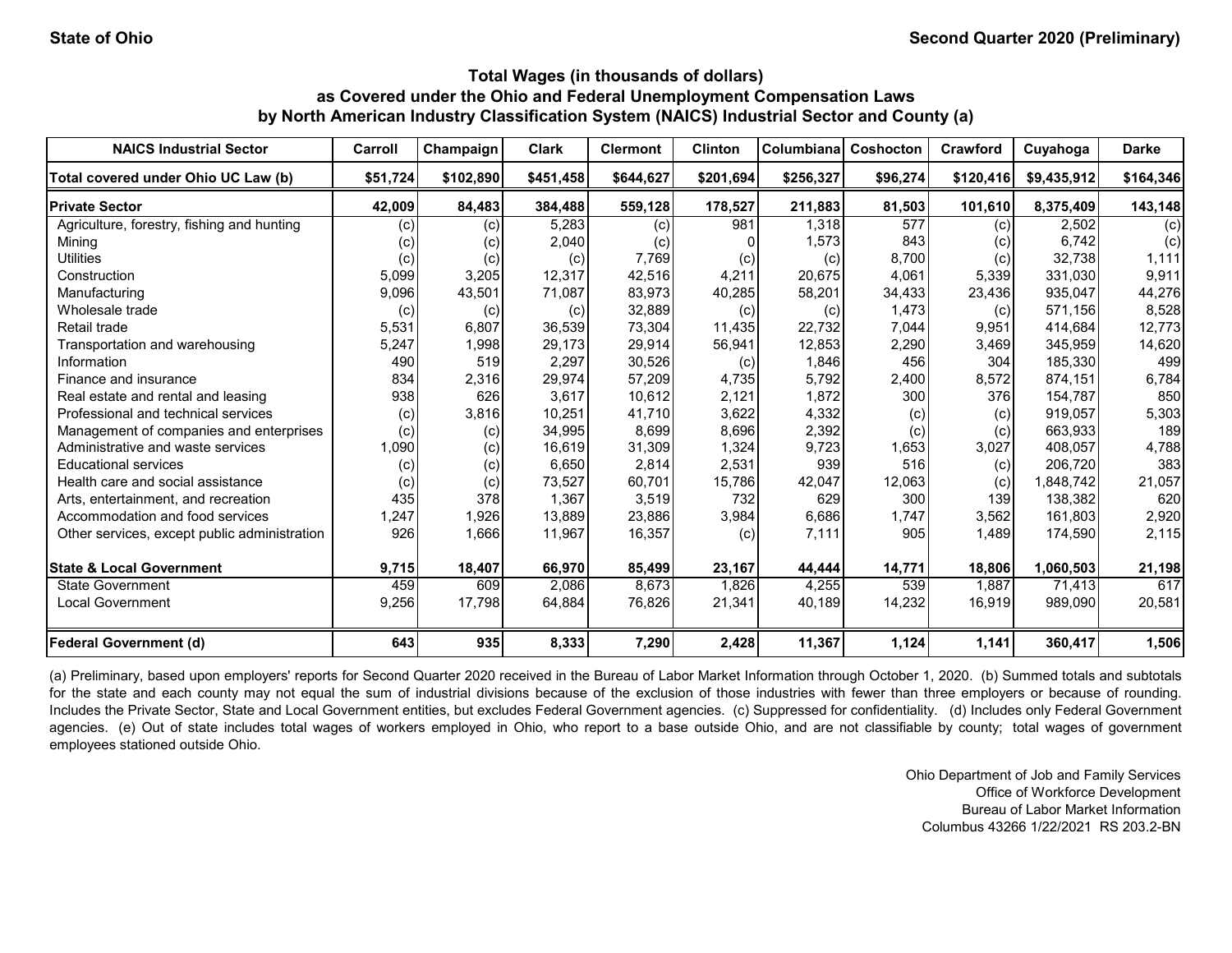### Total Wages (in thousands of dollars)
### as Covered under the Ohio and Federal Unemployment Compensation Laws
### by North American Industry Classification System (NAICS) Industrial Sector and County (a)

| NAICS Industrial Sector | Carroll | Champaign | Clark | Clermont | Clinton | Columbiana | Coshocton | Crawford | Cuyahoga | Darke |
|---|---|---|---|---|---|---|---|---|---|---|
| Total covered under Ohio UC Law (b) | $51,724 | $102,890 | $451,458 | $644,627 | $201,694 | $256,327 | $96,274 | $120,416 | $9,435,912 | $164,346 |
| **Private Sector** | 42,009 | 84,483 | 384,488 | 559,128 | 178,527 | 211,883 | 81,503 | 101,610 | 8,375,409 | 143,148 |
| Agriculture, forestry, fishing and hunting | (c) | (c) | 5,283 | (c) | 981 | 1,318 | 577 | (c) | 2,502 | (c) |
| Mining | (c) | (c) | 2,040 | (c) | 0 | 1,573 | 843 | (c) | 6,742 | (c) |
| Utilities | (c) | (c) | (c) | 7,769 | (c) | (c) | 8,700 | (c) | 32,738 | 1,111 |
| Construction | 5,099 | 3,205 | 12,317 | 42,516 | 4,211 | 20,675 | 4,061 | 5,339 | 331,030 | 9,911 |
| Manufacturing | 9,096 | 43,501 | 71,087 | 83,973 | 40,285 | 58,201 | 34,433 | 23,436 | 935,047 | 44,276 |
| Wholesale trade | (c) | (c) | (c) | 32,889 | (c) | (c) | 1,473 | (c) | 571,156 | 8,528 |
| Retail trade | 5,531 | 6,807 | 36,539 | 73,304 | 11,435 | 22,732 | 7,044 | 9,951 | 414,684 | 12,773 |
| Transportation and warehousing | 5,247 | 1,998 | 29,173 | 29,914 | 56,941 | 12,853 | 2,290 | 3,469 | 345,959 | 14,620 |
| Information | 490 | 519 | 2,297 | 30,526 | (c) | 1,846 | 456 | 304 | 185,330 | 499 |
| Finance and insurance | 834 | 2,316 | 29,974 | 57,209 | 4,735 | 5,792 | 2,400 | 8,572 | 874,151 | 6,784 |
| Real estate and rental and leasing | 938 | 626 | 3,617 | 10,612 | 2,121 | 1,872 | 300 | 376 | 154,787 | 850 |
| Professional and technical services | (c) | 3,816 | 10,251 | 41,710 | 3,622 | 4,332 | (c) | (c) | 919,057 | 5,303 |
| Management of companies and enterprises | (c) | (c) | 34,995 | 8,699 | 8,696 | 2,392 | (c) | (c) | 663,933 | 189 |
| Administrative and waste services | 1,090 | (c) | 16,619 | 31,309 | 1,324 | 9,723 | 1,653 | 3,027 | 408,057 | 4,788 |
| Educational services | (c) | (c) | 6,650 | 2,814 | 2,531 | 939 | 516 | (c) | 206,720 | 383 |
| Health care and social assistance | (c) | (c) | 73,527 | 60,701 | 15,786 | 42,047 | 12,063 | (c) | 1,848,742 | 21,057 |
| Arts, entertainment, and recreation | 435 | 378 | 1,367 | 3,519 | 732 | 629 | 300 | 139 | 138,382 | 620 |
| Accommodation and food services | 1,247 | 1,926 | 13,889 | 23,886 | 3,984 | 6,686 | 1,747 | 3,562 | 161,803 | 2,920 |
| Other services, except public administration | 926 | 1,666 | 11,967 | 16,357 | (c) | 7,111 | 905 | 1,489 | 174,590 | 2,115 |
| **State & Local Government** | 9,715 | 18,407 | 66,970 | 85,499 | 23,167 | 44,444 | 14,771 | 18,806 | 1,060,503 | 21,198 |
| State Government | 459 | 609 | 2,086 | 8,673 | 1,826 | 4,255 | 539 | 1,887 | 71,413 | 617 |
| Local Government | 9,256 | 17,798 | 64,884 | 76,826 | 21,341 | 40,189 | 14,232 | 16,919 | 989,090 | 20,581 |
| **Federal Government (d)** | 643 | 935 | 8,333 | 7,290 | 2,428 | 11,367 | 1,124 | 1,141 | 360,417 | 1,506 |

(a) Preliminary, based upon employers' reports for Second Quarter 2020 received in the Bureau of Labor Market Information through October 1, 2020. (b) Summed totals and subtotals for the state and each county may not equal the sum of industrial divisions because of the exclusion of those industries with fewer than three employers or because of rounding. Includes the Private Sector, State and Local Government entities, but excludes Federal Government agencies. (c) Suppressed for confidentiality. (d) Includes only Federal Government agencies. (e) Out of state includes total wages of workers employed in Ohio, who report to a base outside Ohio, and are not classifiable by county; total wages of government employees stationed outside Ohio.

Ohio Department of Job and Family Services
Office of Workforce Development
Bureau of Labor Market Information
Columbus 43266 1/22/2021 RS 203.2-BN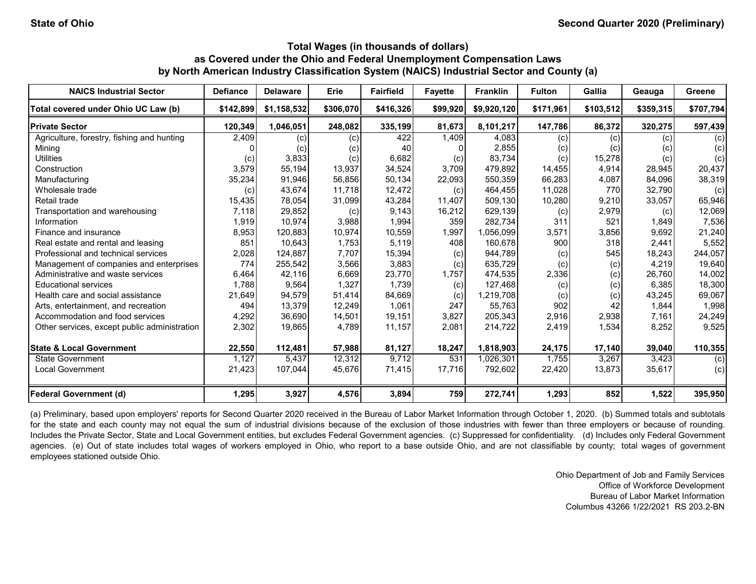State of Ohio

Second Quarter 2020 (Preliminary)

### Total Wages (in thousands of dollars) as Covered under the Ohio and Federal Unemployment Compensation Laws by North American Industry Classification System (NAICS) Industrial Sector and County (a)

| NAICS Industrial Sector | Defiance | Delaware | Erie | Fairfield | Fayette | Franklin | Fulton | Gallia | Geauga | Greene |
|---|---|---|---|---|---|---|---|---|---|---|
| **Total covered under Ohio UC Law (b)** | **$142,899** | **$1,158,532** | **$306,070** | **$416,326** | **$99,920** | **$9,920,120** | **$171,961** | **$103,512** | **$359,315** | **$707,794** |
| **Private Sector** | **120,349** | **1,046,051** | **248,082** | **335,199** | **81,673** | **8,101,217** | **147,786** | **86,372** | **320,275** | **597,439** |
| Agriculture, forestry, fishing and hunting | 2,409 | (c) | (c) | 422 | 1,409 | 4,083 | (c) | (c) | (c) | (c) |
| Mining | 0 | (c) | (c) | 40 | 0 | 2,855 | (c) | (c) | (c) | (c) |
| Utilities | (c) | 3,833 | (c) | 6,682 | (c) | 83,734 | (c) | 15,278 | (c) | (c) |
| Construction | 3,579 | 55,194 | 13,937 | 34,524 | 3,709 | 479,892 | 14,455 | 4,914 | 28,945 | 20,437 |
| Manufacturing | 35,234 | 91,946 | 56,856 | 50,134 | 22,093 | 550,359 | 66,283 | 4,087 | 84,096 | 38,319 |
| Wholesale trade | (c) | 43,674 | 11,718 | 12,472 | (c) | 464,455 | 11,028 | 770 | 32,790 | (c) |
| Retail trade | 15,435 | 78,054 | 31,099 | 43,284 | 11,407 | 509,130 | 10,280 | 9,210 | 33,057 | 65,946 |
| Transportation and warehousing | 7,118 | 29,852 | (c) | 9,143 | 16,212 | 629,139 | (c) | 2,979 | (c) | 12,069 |
| Information | 1,919 | 10,974 | 3,988 | 1,994 | 359 | 282,734 | 311 | 521 | 1,849 | 7,536 |
| Finance and insurance | 8,953 | 120,883 | 10,974 | 10,559 | 1,997 | 1,056,099 | 3,571 | 3,856 | 9,692 | 21,240 |
| Real estate and rental and leasing | 851 | 10,643 | 1,753 | 5,119 | 408 | 160,678 | 900 | 318 | 2,441 | 5,552 |
| Professional and technical services | 2,028 | 124,887 | 7,707 | 15,394 | (c) | 944,789 | (c) | 545 | 18,243 | 244,057 |
| Management of companies and enterprises | 774 | 255,542 | 3,566 | 3,883 | (c) | 635,729 | (c) | (c) | 4,219 | 19,640 |
| Administrative and waste services | 6,464 | 42,116 | 6,669 | 23,770 | 1,757 | 474,535 | 2,336 | (c) | 26,760 | 14,002 |
| Educational services | 1,788 | 9,564 | 1,327 | 1,739 | (c) | 127,468 | (c) | (c) | 6,385 | 18,300 |
| Health care and social assistance | 21,649 | 94,579 | 51,414 | 84,669 | (c) | 1,219,708 | (c) | (c) | 43,245 | 69,067 |
| Arts, entertainment, and recreation | 494 | 13,379 | 12,249 | 1,061 | 247 | 55,763 | 902 | 42 | 1,844 | 1,998 |
| Accommodation and food services | 4,292 | 36,690 | 14,501 | 19,151 | 3,827 | 205,343 | 2,916 | 2,938 | 7,161 | 24,249 |
| Other services, except public administration | 2,302 | 19,865 | 4,789 | 11,157 | 2,081 | 214,722 | 2,419 | 1,534 | 8,252 | 9,525 |
| **State & Local Government** | **22,550** | **112,481** | **57,988** | **81,127** | **18,247** | **1,818,903** | **24,175** | **17,140** | **39,040** | **110,355** |
| State Government | 1,127 | 5,437 | 12,312 | 9,712 | 531 | 1,026,301 | 1,755 | 3,267 | 3,423 | (c) |
| Local Government | 21,423 | 107,044 | 45,676 | 71,415 | 17,716 | 792,602 | 22,420 | 13,873 | 35,617 | (c) |
| **Federal Government (d)** | **1,295** | **3,927** | **4,576** | **3,894** | **759** | **272,741** | **1,293** | **852** | **1,522** | **395,950** |

(a) Preliminary, based upon employers' reports for Second Quarter 2020 received in the Bureau of Labor Market Information through October 1, 2020. (b) Summed totals and subtotals for the state and each county may not equal the sum of industrial divisions because of the exclusion of those industries with fewer than three employers or because of rounding. Includes the Private Sector, State and Local Government entities, but excludes Federal Government agencies. (c) Suppressed for confidentiality. (d) Includes only Federal Government agencies. (e) Out of state includes total wages of workers employed in Ohio, who report to a base outside Ohio, and are not classifiable by county; total wages of government employees stationed outside Ohio.

Ohio Department of Job and Family Services
Office of Workforce Development
Bureau of Labor Market Information
Columbus 43266 1/22/2021 RS 203.2-BN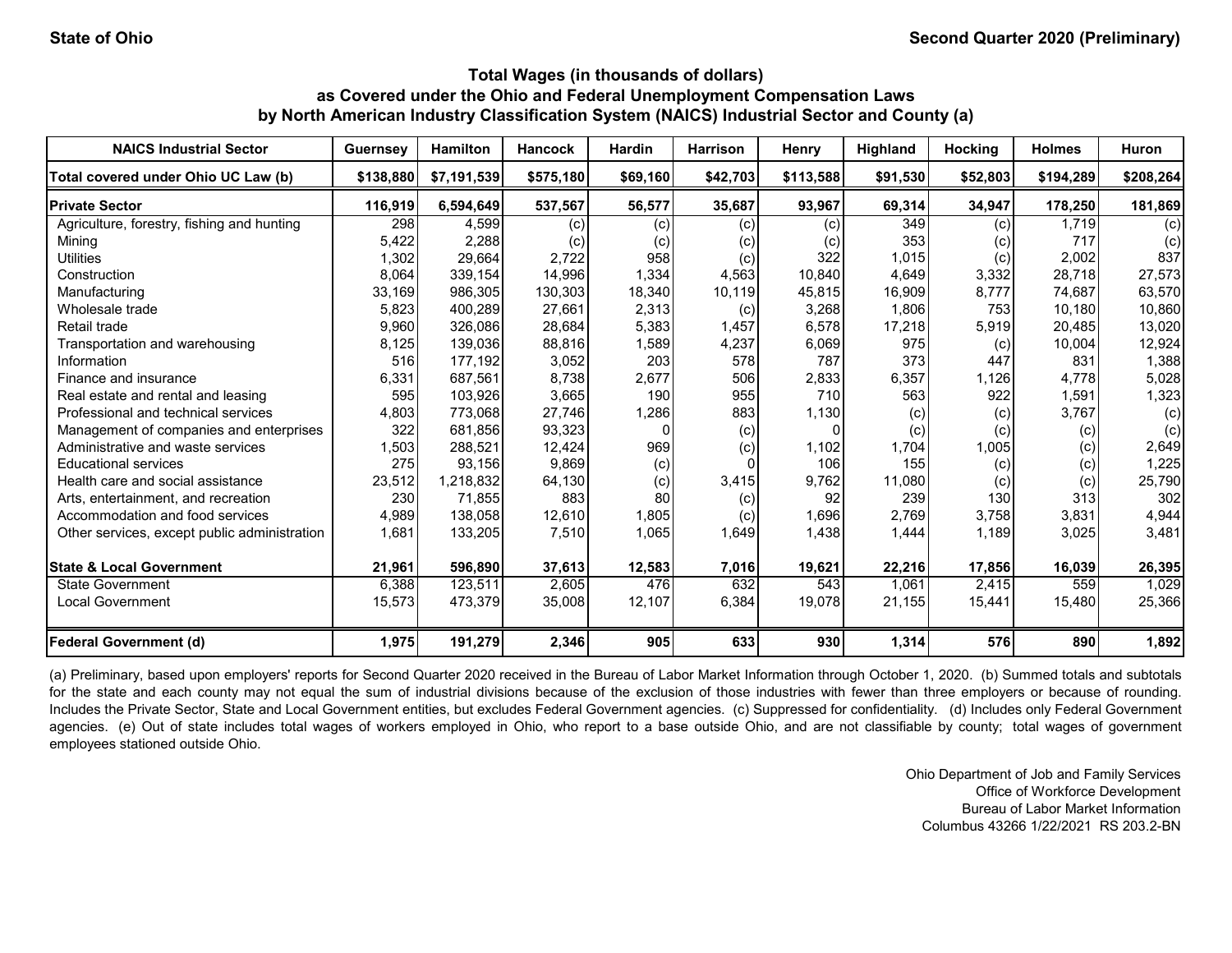State of Ohio

Second Quarter 2020 (Preliminary)

## Total Wages (in thousands of dollars) as Covered under the Ohio and Federal Unemployment Compensation Laws by North American Industry Classification System (NAICS) Industrial Sector and County (a)

| NAICS Industrial Sector | Guernsey | Hamilton | Hancock | Hardin | Harrison | Henry | Highland | Hocking | Holmes | Huron |
|---|---|---|---|---|---|---|---|---|---|---|
| **Total covered under Ohio UC Law (b)** | **$138,880** | **$7,191,539** | **$575,180** | **$69,160** | **$42,703** | **$113,588** | **$91,530** | **$52,803** | **$194,289** | **$208,264** |
| **Private Sector** | **116,919** | **6,594,649** | **537,567** | **56,577** | **35,687** | **93,967** | **69,314** | **34,947** | **178,250** | **181,869** |
| Agriculture, forestry, fishing and hunting | 298 | 4,599 | (c) | (c) | (c) | (c) | 349 | (c) | 1,719 | (c) |
| Mining | 5,422 | 2,288 | (c) | (c) | (c) | (c) | 353 | (c) | 717 | (c) |
| Utilities | 1,302 | 29,664 | 2,722 | 958 | (c) | 322 | 1,015 | (c) | 2,002 | 837 |
| Construction | 8,064 | 339,154 | 14,996 | 1,334 | 4,563 | 10,840 | 4,649 | 3,332 | 28,718 | 27,573 |
| Manufacturing | 33,169 | 986,305 | 130,303 | 18,340 | 10,119 | 45,815 | 16,909 | 8,777 | 74,687 | 63,570 |
| Wholesale trade | 5,823 | 400,289 | 27,661 | 2,313 | (c) | 3,268 | 1,806 | 753 | 10,180 | 10,860 |
| Retail trade | 9,960 | 326,086 | 28,684 | 5,383 | 1,457 | 6,578 | 17,218 | 5,919 | 20,485 | 13,020 |
| Transportation and warehousing | 8,125 | 139,036 | 88,816 | 1,589 | 4,237 | 6,069 | 975 | (c) | 10,004 | 12,924 |
| Information | 516 | 177,192 | 3,052 | 203 | 578 | 787 | 373 | 447 | 831 | 1,388 |
| Finance and insurance | 6,331 | 687,561 | 8,738 | 2,677 | 506 | 2,833 | 6,357 | 1,126 | 4,778 | 5,028 |
| Real estate and rental and leasing | 595 | 103,926 | 3,665 | 190 | 955 | 710 | 563 | 922 | 1,591 | 1,323 |
| Professional and technical services | 4,803 | 773,068 | 27,746 | 1,286 | 883 | 1,130 | (c) | (c) | 3,767 | (c) |
| Management of companies and enterprises | 322 | 681,856 | 93,323 | 0 | (c) | 0 | (c) | (c) | (c) | (c) |
| Administrative and waste services | 1,503 | 288,521 | 12,424 | 969 | (c) | 1,102 | 1,704 | 1,005 | (c) | 2,649 |
| Educational services | 275 | 93,156 | 9,869 | (c) | 0 | 106 | 155 | (c) | (c) | 1,225 |
| Health care and social assistance | 23,512 | 1,218,832 | 64,130 | (c) | 3,415 | 9,762 | 11,080 | (c) | (c) | 25,790 |
| Arts, entertainment, and recreation | 230 | 71,855 | 883 | 80 | (c) | 92 | 239 | 130 | 313 | 302 |
| Accommodation and food services | 4,989 | 138,058 | 12,610 | 1,805 | (c) | 1,696 | 2,769 | 3,758 | 3,831 | 4,944 |
| Other services, except public administration | 1,681 | 133,205 | 7,510 | 1,065 | 1,649 | 1,438 | 1,444 | 1,189 | 3,025 | 3,481 |
| **State & Local Government** | **21,961** | **596,890** | **37,613** | **12,583** | **7,016** | **19,621** | **22,216** | **17,856** | **16,039** | **26,395** |
| State Government | 6,388 | 123,511 | 2,605 | 476 | 632 | 543 | 1,061 | 2,415 | 559 | 1,029 |
| Local Government | 15,573 | 473,379 | 35,008 | 12,107 | 6,384 | 19,078 | 21,155 | 15,441 | 15,480 | 25,366 |
| **Federal Government (d)** | **1,975** | **191,279** | **2,346** | **905** | **633** | **930** | **1,314** | **576** | **890** | **1,892** |

(a) Preliminary, based upon employers' reports for Second Quarter 2020 received in the Bureau of Labor Market Information through October 1, 2020. (b) Summed totals and subtotals for the state and each county may not equal the sum of industrial divisions because of the exclusion of those industries with fewer than three employers or because of rounding. Includes the Private Sector, State and Local Government entities, but excludes Federal Government agencies. (c) Suppressed for confidentiality. (d) Includes only Federal Government agencies. (e) Out of state includes total wages of workers employed in Ohio, who report to a base outside Ohio, and are not classifiable by county; total wages of government employees stationed outside Ohio.

Ohio Department of Job and Family Services
Office of Workforce Development
Bureau of Labor Market Information
Columbus 43266 1/22/2021 RS 203.2-BN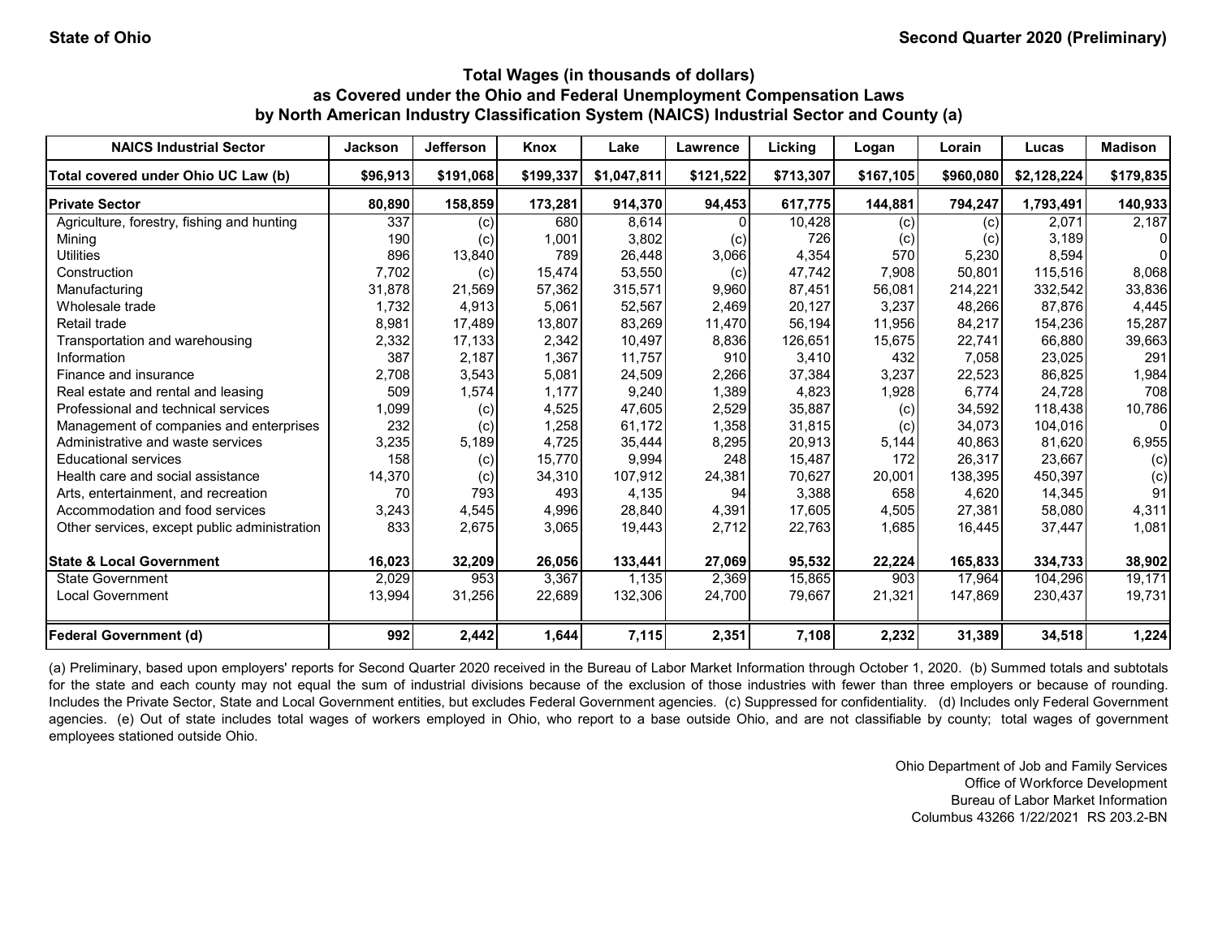State of Ohio

Second Quarter 2020 (Preliminary)

## Total Wages (in thousands of dollars) as Covered under the Ohio and Federal Unemployment Compensation Laws by North American Industry Classification System (NAICS) Industrial Sector and County (a)

| NAICS Industrial Sector | Jackson | Jefferson | Knox | Lake | Lawrence | Licking | Logan | Lorain | Lucas | Madison |
|---|---|---|---|---|---|---|---|---|---|---|
| **Total covered under Ohio UC Law (b)** | **$96,913** | **$191,068** | **$199,337** | **$1,047,811** | **$121,522** | **$713,307** | **$167,105** | **$960,080** | **$2,128,224** | **$179,835** |
| **Private Sector** | **80,890** | **158,859** | **173,281** | **914,370** | **94,453** | **617,775** | **144,881** | **794,247** | **1,793,491** | **140,933** |
| Agriculture, forestry, fishing and hunting | 337 | (c) | 680 | 8,614 | 0 | 10,428 | (c) | (c) | 2,071 | 2,187 |
| Mining | 190 | (c) | 1,001 | 3,802 | (c) | 726 | (c) | (c) | 3,189 | 0 |
| Utilities | 896 | 13,840 | 789 | 26,448 | 3,066 | 4,354 | 570 | 5,230 | 8,594 | 0 |
| Construction | 7,702 | (c) | 15,474 | 53,550 | (c) | 47,742 | 7,908 | 50,801 | 115,516 | 8,068 |
| Manufacturing | 31,878 | 21,569 | 57,362 | 315,571 | 9,960 | 87,451 | 56,081 | 214,221 | 332,542 | 33,836 |
| Wholesale trade | 1,732 | 4,913 | 5,061 | 52,567 | 2,469 | 20,127 | 3,237 | 48,266 | 87,876 | 4,445 |
| Retail trade | 8,981 | 17,489 | 13,807 | 83,269 | 11,470 | 56,194 | 11,956 | 84,217 | 154,236 | 15,287 |
| Transportation and warehousing | 2,332 | 17,133 | 2,342 | 10,497 | 8,836 | 126,651 | 15,675 | 22,741 | 66,880 | 39,663 |
| Information | 387 | 2,187 | 1,367 | 11,757 | 910 | 3,410 | 432 | 7,058 | 23,025 | 291 |
| Finance and insurance | 2,708 | 3,543 | 5,081 | 24,509 | 2,266 | 37,384 | 3,237 | 22,523 | 86,825 | 1,984 |
| Real estate and rental and leasing | 509 | 1,574 | 1,177 | 9,240 | 1,389 | 4,823 | 1,928 | 6,774 | 24,728 | 708 |
| Professional and technical services | 1,099 | (c) | 4,525 | 47,605 | 2,529 | 35,887 | (c) | 34,592 | 118,438 | 10,786 |
| Management of companies and enterprises | 232 | (c) | 1,258 | 61,172 | 1,358 | 31,815 | (c) | 34,073 | 104,016 | 0 |
| Administrative and waste services | 3,235 | 5,189 | 4,725 | 35,444 | 8,295 | 20,913 | 5,144 | 40,863 | 81,620 | 6,955 |
| Educational services | 158 | (c) | 15,770 | 9,994 | 248 | 15,487 | 172 | 26,317 | 23,667 | (c) |
| Health care and social assistance | 14,370 | (c) | 34,310 | 107,912 | 24,381 | 70,627 | 20,001 | 138,395 | 450,397 | (c) |
| Arts, entertainment, and recreation | 70 | 793 | 493 | 4,135 | 94 | 3,388 | 658 | 4,620 | 14,345 | 91 |
| Accommodation and food services | 3,243 | 4,545 | 4,996 | 28,840 | 4,391 | 17,605 | 4,505 | 27,381 | 58,080 | 4,311 |
| Other services, except public administration | 833 | 2,675 | 3,065 | 19,443 | 2,712 | 22,763 | 1,685 | 16,445 | 37,447 | 1,081 |
| **State & Local Government** | **16,023** | **32,209** | **26,056** | **133,441** | **27,069** | **95,532** | **22,224** | **165,833** | **334,733** | **38,902** |
| State Government | 2,029 | 953 | 3,367 | 1,135 | 2,369 | 15,865 | 903 | 17,964 | 104,296 | 19,171 |
| Local Government | 13,994 | 31,256 | 22,689 | 132,306 | 24,700 | 79,667 | 21,321 | 147,869 | 230,437 | 19,731 |
| **Federal Government (d)** | **992** | **2,442** | **1,644** | **7,115** | **2,351** | **7,108** | **2,232** | **31,389** | **34,518** | **1,224** |

(a) Preliminary, based upon employers' reports for Second Quarter 2020 received in the Bureau of Labor Market Information through October 1, 2020. (b) Summed totals and subtotals for the state and each county may not equal the sum of industrial divisions because of the exclusion of those industries with fewer than three employers or because of rounding. Includes the Private Sector, State and Local Government entities, but excludes Federal Government agencies. (c) Suppressed for confidentiality. (d) Includes only Federal Government agencies. (e) Out of state includes total wages of workers employed in Ohio, who report to a base outside Ohio, and are not classifiable by county; total wages of government employees stationed outside Ohio.

Ohio Department of Job and Family Services
Office of Workforce Development
Bureau of Labor Market Information
Columbus 43266 1/22/2021 RS 203.2-BN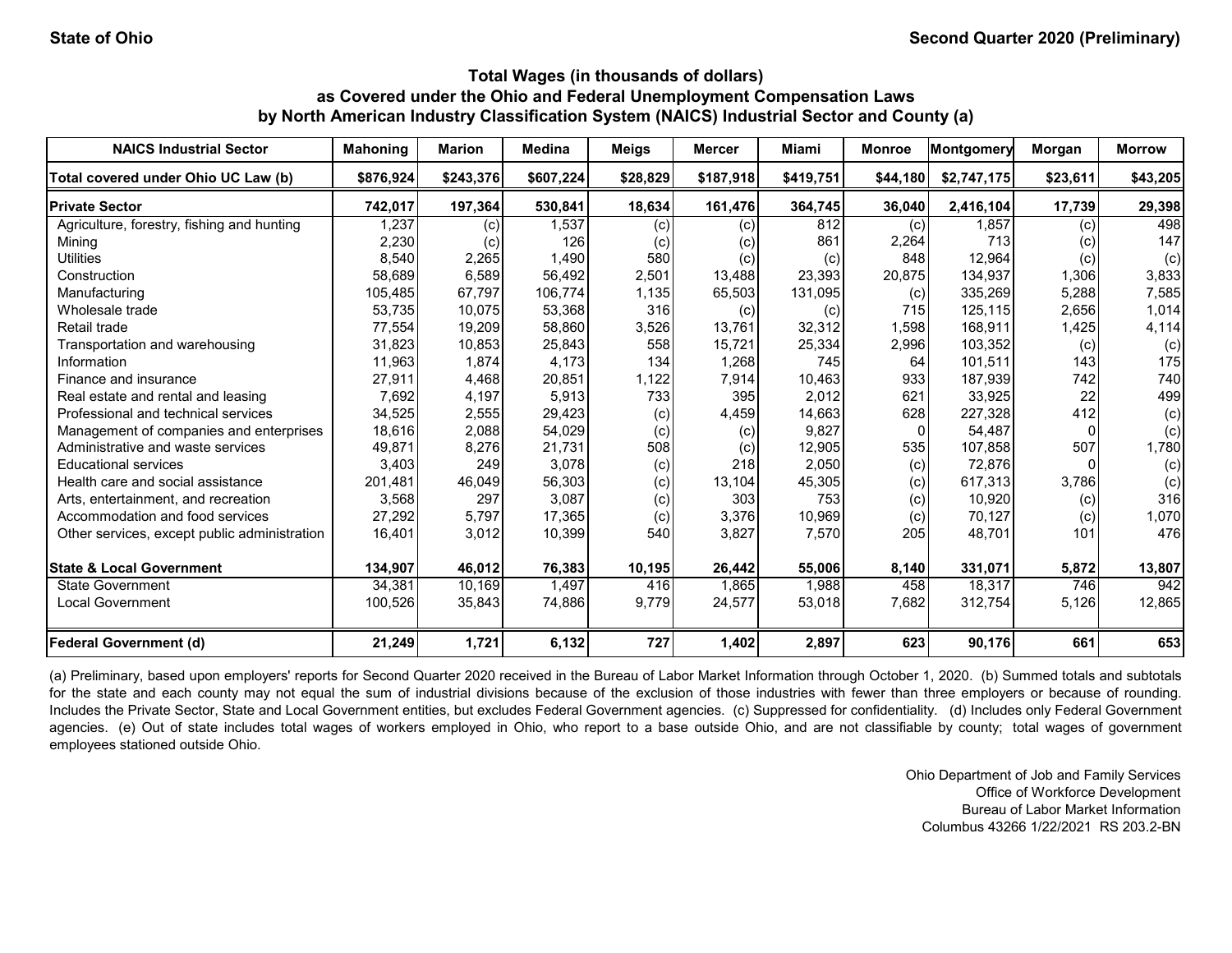State of Ohio

Second Quarter 2020 (Preliminary)

### Total Wages (in thousands of dollars) as Covered under the Ohio and Federal Unemployment Compensation Laws by North American Industry Classification System (NAICS) Industrial Sector and County (a)

| NAICS Industrial Sector | Mahoning | Marion | Medina | Meigs | Mercer | Miami | Monroe | Montgomery | Morgan | Morrow |
|---|---|---|---|---|---|---|---|---|---|---|
| **Total covered under Ohio UC Law (b)** | **$876,924** | **$243,376** | **$607,224** | **$28,829** | **$187,918** | **$419,751** | **$44,180** | **$2,747,175** | **$23,611** | **$43,205** |
| **Private Sector** | **742,017** | **197,364** | **530,841** | **18,634** | **161,476** | **364,745** | **36,040** | **2,416,104** | **17,739** | **29,398** |
| Agriculture, forestry, fishing and hunting | 1,237 | (c) | 1,537 | (c) | (c) | 812 | (c) | 1,857 | (c) | 498 |
| Mining | 2,230 | (c) | 126 | (c) | (c) | 861 | 2,264 | 713 | (c) | 147 |
| Utilities | 8,540 | 2,265 | 1,490 | 580 | (c) | (c) | 848 | 12,964 | (c) | (c) |
| Construction | 58,689 | 6,589 | 56,492 | 2,501 | 13,488 | 23,393 | 20,875 | 134,937 | 1,306 | 3,833 |
| Manufacturing | 105,485 | 67,797 | 106,774 | 1,135 | 65,503 | 131,095 | (c) | 335,269 | 5,288 | 7,585 |
| Wholesale trade | 53,735 | 10,075 | 53,368 | 316 | (c) | (c) | 715 | 125,115 | 2,656 | 1,014 |
| Retail trade | 77,554 | 19,209 | 58,860 | 3,526 | 13,761 | 32,312 | 1,598 | 168,911 | 1,425 | 4,114 |
| Transportation and warehousing | 31,823 | 10,853 | 25,843 | 558 | 15,721 | 25,334 | 2,996 | 103,352 | (c) | (c) |
| Information | 11,963 | 1,874 | 4,173 | 134 | 1,268 | 745 | 64 | 101,511 | 143 | 175 |
| Finance and insurance | 27,911 | 4,468 | 20,851 | 1,122 | 7,914 | 10,463 | 933 | 187,939 | 742 | 740 |
| Real estate and rental and leasing | 7,692 | 4,197 | 5,913 | 733 | 395 | 2,012 | 621 | 33,925 | 22 | 499 |
| Professional and technical services | 34,525 | 2,555 | 29,423 | (c) | 4,459 | 14,663 | 628 | 227,328 | 412 | (c) |
| Management of companies and enterprises | 18,616 | 2,088 | 54,029 | (c) | (c) | 9,827 | 0 | 54,487 | 0 | (c) |
| Administrative and waste services | 49,871 | 8,276 | 21,731 | 508 | (c) | 12,905 | 535 | 107,858 | 507 | 1,780 |
| Educational services | 3,403 | 249 | 3,078 | (c) | 218 | 2,050 | (c) | 72,876 | 0 | (c) |
| Health care and social assistance | 201,481 | 46,049 | 56,303 | (c) | 13,104 | 45,305 | (c) | 617,313 | 3,786 | (c) |
| Arts, entertainment, and recreation | 3,568 | 297 | 3,087 | (c) | 303 | 753 | (c) | 10,920 | (c) | 316 |
| Accommodation and food services | 27,292 | 5,797 | 17,365 | (c) | 3,376 | 10,969 | (c) | 70,127 | (c) | 1,070 |
| Other services, except public administration | 16,401 | 3,012 | 10,399 | 540 | 3,827 | 7,570 | 205 | 48,701 | 101 | 476 |
| **State & Local Government** | **134,907** | **46,012** | **76,383** | **10,195** | **26,442** | **55,006** | **8,140** | **331,071** | **5,872** | **13,807** |
| State Government | 34,381 | 10,169 | 1,497 | 416 | 1,865 | 1,988 | 458 | 18,317 | 746 | 942 |
| Local Government | 100,526 | 35,843 | 74,886 | 9,779 | 24,577 | 53,018 | 7,682 | 312,754 | 5,126 | 12,865 |
| **Federal Government (d)** | **21,249** | **1,721** | **6,132** | **727** | **1,402** | **2,897** | **623** | **90,176** | **661** | **653** |

(a) Preliminary, based upon employers' reports for Second Quarter 2020 received in the Bureau of Labor Market Information through October 1, 2020. (b) Summed totals and subtotals for the state and each county may not equal the sum of industrial divisions because of the exclusion of those industries with fewer than three employers or because of rounding. Includes the Private Sector, State and Local Government entities, but excludes Federal Government agencies. (c) Suppressed for confidentiality. (d) Includes only Federal Government agencies. (e) Out of state includes total wages of workers employed in Ohio, who report to a base outside Ohio, and are not classifiable by county; total wages of government employees stationed outside Ohio.

Ohio Department of Job and Family Services
Office of Workforce Development
Bureau of Labor Market Information
Columbus 43266 1/22/2021 RS 203.2-BN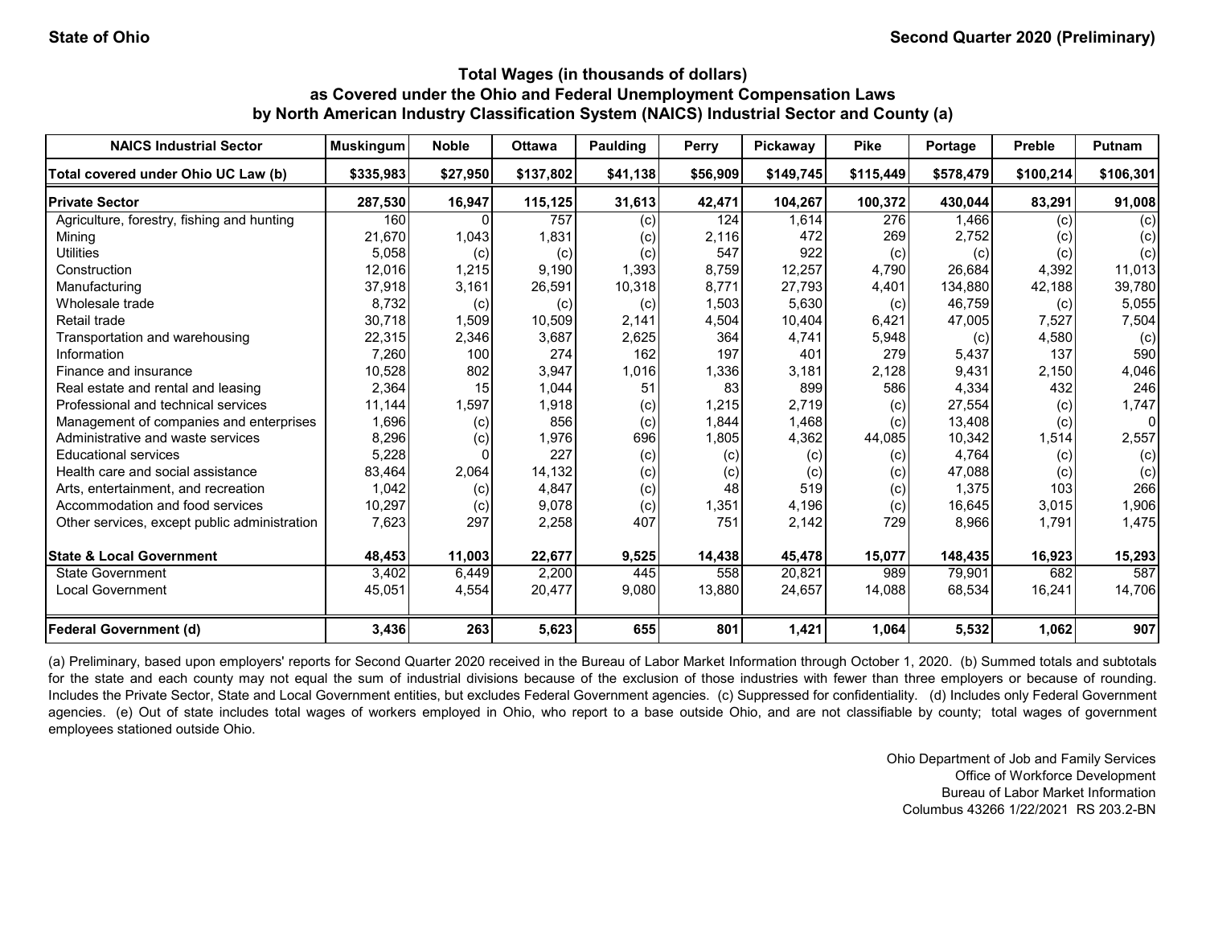State of Ohio

Second Quarter 2020 (Preliminary)

### Total Wages (in thousands of dollars)
### as Covered under the Ohio and Federal Unemployment Compensation Laws
### by North American Industry Classification System (NAICS) Industrial Sector and County (a)

| NAICS Industrial Sector | Muskingum | Noble | Ottawa | Paulding | Perry | Pickaway | Pike | Portage | Preble | Putnam |
|---|---|---|---|---|---|---|---|---|---|---|
| **Total covered under Ohio UC Law (b)** | **$335,983** | **$27,950** | **$137,802** | **$41,138** | **$56,909** | **$149,745** | **$115,449** | **$578,479** | **$100,214** | **$106,301** |
| **Private Sector** | **287,530** | **16,947** | **115,125** | **31,613** | **42,471** | **104,267** | **100,372** | **430,044** | **83,291** | **91,008** |
| Agriculture, forestry, fishing and hunting | 160 | 0 | 757 | (c) | 124 | 1,614 | 276 | 1,466 | (c) | (c) |
| Mining | 21,670 | 1,043 | 1,831 | (c) | 2,116 | 472 | 269 | 2,752 | (c) | (c) |
| Utilities | 5,058 | (c) | (c) | (c) | 547 | 922 | (c) | (c) | (c) | (c) |
| Construction | 12,016 | 1,215 | 9,190 | 1,393 | 8,759 | 12,257 | 4,790 | 26,684 | 4,392 | 11,013 |
| Manufacturing | 37,918 | 3,161 | 26,591 | 10,318 | 8,771 | 27,793 | 4,401 | 134,880 | 42,188 | 39,780 |
| Wholesale trade | 8,732 | (c) | (c) | (c) | 1,503 | 5,630 | (c) | 46,759 | (c) | 5,055 |
| Retail trade | 30,718 | 1,509 | 10,509 | 2,141 | 4,504 | 10,404 | 6,421 | 47,005 | 7,527 | 7,504 |
| Transportation and warehousing | 22,315 | 2,346 | 3,687 | 2,625 | 364 | 4,741 | 5,948 | (c) | 4,580 | (c) |
| Information | 7,260 | 100 | 274 | 162 | 197 | 401 | 279 | 5,437 | 137 | 590 |
| Finance and insurance | 10,528 | 802 | 3,947 | 1,016 | 1,336 | 3,181 | 2,128 | 9,431 | 2,150 | 4,046 |
| Real estate and rental and leasing | 2,364 | 15 | 1,044 | 51 | 83 | 899 | 586 | 4,334 | 432 | 246 |
| Professional and technical services | 11,144 | 1,597 | 1,918 | (c) | 1,215 | 2,719 | (c) | 27,554 | (c) | 1,747 |
| Management of companies and enterprises | 1,696 | (c) | 856 | (c) | 1,844 | 1,468 | (c) | 13,408 | (c) | 0 |
| Administrative and waste services | 8,296 | (c) | 1,976 | 696 | 1,805 | 4,362 | 44,085 | 10,342 | 1,514 | 2,557 |
| Educational services | 5,228 | 0 | 227 | (c) | (c) | (c) | (c) | 4,764 | (c) | (c) |
| Health care and social assistance | 83,464 | 2,064 | 14,132 | (c) | (c) | (c) | (c) | 47,088 | (c) | (c) |
| Arts, entertainment, and recreation | 1,042 | (c) | 4,847 | (c) | 48 | 519 | (c) | 1,375 | 103 | 266 |
| Accommodation and food services | 10,297 | (c) | 9,078 | (c) | 1,351 | 4,196 | (c) | 16,645 | 3,015 | 1,906 |
| Other services, except public administration | 7,623 | 297 | 2,258 | 407 | 751 | 2,142 | 729 | 8,966 | 1,791 | 1,475 |
| **State & Local Government** | **48,453** | **11,003** | **22,677** | **9,525** | **14,438** | **45,478** | **15,077** | **148,435** | **16,923** | **15,293** |
| State Government | 3,402 | 6,449 | 2,200 | 445 | 558 | 20,821 | 989 | 79,901 | 682 | 587 |
| Local Government | 45,051 | 4,554 | 20,477 | 9,080 | 13,880 | 24,657 | 14,088 | 68,534 | 16,241 | 14,706 |
| **Federal Government (d)** | **3,436** | **263** | **5,623** | **655** | **801** | **1,421** | **1,064** | **5,532** | **1,062** | **907** |

(a) Preliminary, based upon employers' reports for Second Quarter 2020 received in the Bureau of Labor Market Information through October 1, 2020. (b) Summed totals and subtotals for the state and each county may not equal the sum of industrial divisions because of the exclusion of those industries with fewer than three employers or because of rounding. Includes the Private Sector, State and Local Government entities, but excludes Federal Government agencies. (c) Suppressed for confidentiality. (d) Includes only Federal Government agencies. (e) Out of state includes total wages of workers employed in Ohio, who report to a base outside Ohio, and are not classifiable by county; total wages of government employees stationed outside Ohio.

Ohio Department of Job and Family Services
Office of Workforce Development
Bureau of Labor Market Information
Columbus 43266 1/22/2021 RS 203.2-BN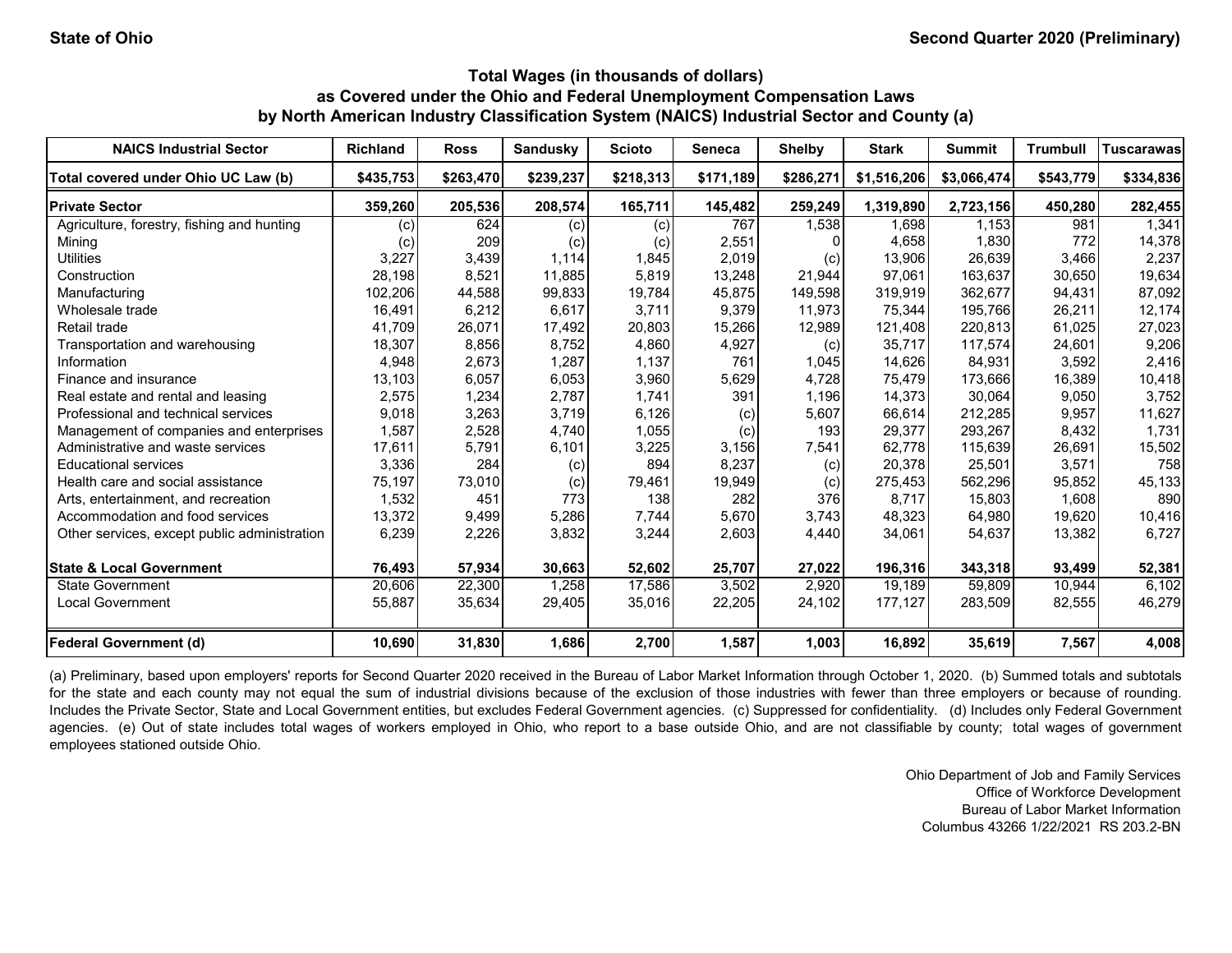**State of Ohio** | **Second Quarter 2020 (Preliminary)**

## Total Wages (in thousands of dollars) as Covered under the Ohio and Federal Unemployment Compensation Laws by North American Industry Classification System (NAICS) Industrial Sector and County (a)

| NAICS Industrial Sector | Richland | Ross | Sandusky | Scioto | Seneca | Shelby | Stark | Summit | Trumbull | Tuscarawas |
|---|---|---|---|---|---|---|---|---|---|---|
| **Total covered under Ohio UC Law (b)** | **$435,753** | **$263,470** | **$239,237** | **$218,313** | **$171,189** | **$286,271** | **$1,516,206** | **$3,066,474** | **$543,779** | **$334,836** |
| **Private Sector** | **359,260** | **205,536** | **208,574** | **165,711** | **145,482** | **259,249** | **1,319,890** | **2,723,156** | **450,280** | **282,455** |
| Agriculture, forestry, fishing and hunting | (c) | 624 | (c) | (c) | 767 | 1,538 | 1,698 | 1,153 | 981 | 1,341 |
| Mining | (c) | 209 | (c) | (c) | 2,551 | 0 | 4,658 | 1,830 | 772 | 14,378 |
| Utilities | 3,227 | 3,439 | 1,114 | 1,845 | 2,019 | (c) | 13,906 | 26,639 | 3,466 | 2,237 |
| Construction | 28,198 | 8,521 | 11,885 | 5,819 | 13,248 | 21,944 | 97,061 | 163,637 | 30,650 | 19,634 |
| Manufacturing | 102,206 | 44,588 | 99,833 | 19,784 | 45,875 | 149,598 | 319,919 | 362,677 | 94,431 | 87,092 |
| Wholesale trade | 16,491 | 6,212 | 6,617 | 3,711 | 9,379 | 11,973 | 75,344 | 195,766 | 26,211 | 12,174 |
| Retail trade | 41,709 | 26,071 | 17,492 | 20,803 | 15,266 | 12,989 | 121,408 | 220,813 | 61,025 | 27,023 |
| Transportation and warehousing | 18,307 | 8,856 | 8,752 | 4,860 | 4,927 | (c) | 35,717 | 117,574 | 24,601 | 9,206 |
| Information | 4,948 | 2,673 | 1,287 | 1,137 | 761 | 1,045 | 14,626 | 84,931 | 3,592 | 2,416 |
| Finance and insurance | 13,103 | 6,057 | 6,053 | 3,960 | 5,629 | 4,728 | 75,479 | 173,666 | 16,389 | 10,418 |
| Real estate and rental and leasing | 2,575 | 1,234 | 2,787 | 1,741 | 391 | 1,196 | 14,373 | 30,064 | 9,050 | 3,752 |
| Professional and technical services | 9,018 | 3,263 | 3,719 | 6,126 | (c) | 5,607 | 66,614 | 212,285 | 9,957 | 11,627 |
| Management of companies and enterprises | 1,587 | 2,528 | 4,740 | 1,055 | (c) | 193 | 29,377 | 293,267 | 8,432 | 1,731 |
| Administrative and waste services | 17,611 | 5,791 | 6,101 | 3,225 | 3,156 | 7,541 | 62,778 | 115,639 | 26,691 | 15,502 |
| Educational services | 3,336 | 284 | (c) | 894 | 8,237 | (c) | 20,378 | 25,501 | 3,571 | 758 |
| Health care and social assistance | 75,197 | 73,010 | (c) | 79,461 | 19,949 | (c) | 275,453 | 562,296 | 95,852 | 45,133 |
| Arts, entertainment, and recreation | 1,532 | 451 | 773 | 138 | 282 | 376 | 8,717 | 15,803 | 1,608 | 890 |
| Accommodation and food services | 13,372 | 9,499 | 5,286 | 7,744 | 5,670 | 3,743 | 48,323 | 64,980 | 19,620 | 10,416 |
| Other services, except public administration | 6,239 | 2,226 | 3,832 | 3,244 | 2,603 | 4,440 | 34,061 | 54,637 | 13,382 | 6,727 |
| **State & Local Government** | **76,493** | **57,934** | **30,663** | **52,602** | **25,707** | **27,022** | **196,316** | **343,318** | **93,499** | **52,381** |
| State Government | 20,606 | 22,300 | 1,258 | 17,586 | 3,502 | 2,920 | 19,189 | 59,809 | 10,944 | 6,102 |
| Local Government | 55,887 | 35,634 | 29,405 | 35,016 | 22,205 | 24,102 | 177,127 | 283,509 | 82,555 | 46,279 |
| **Federal Government (d)** | **10,690** | **31,830** | **1,686** | **2,700** | **1,587** | **1,003** | **16,892** | **35,619** | **7,567** | **4,008** |

(a) Preliminary, based upon employers' reports for Second Quarter 2020 received in the Bureau of Labor Market Information through October 1, 2020. (b) Summed totals and subtotals for the state and each county may not equal the sum of industrial divisions because of the exclusion of those industries with fewer than three employers or because of rounding. Includes the Private Sector, State and Local Government entities, but excludes Federal Government agencies. (c) Suppressed for confidentiality. (d) Includes only Federal Government agencies. (e) Out of state includes total wages of workers employed in Ohio, who report to a base outside Ohio, and are not classifiable by county; total wages of government employees stationed outside Ohio.

Ohio Department of Job and Family Services
Office of Workforce Development
Bureau of Labor Market Information
Columbus 43266 1/22/2021 RS 203.2-BN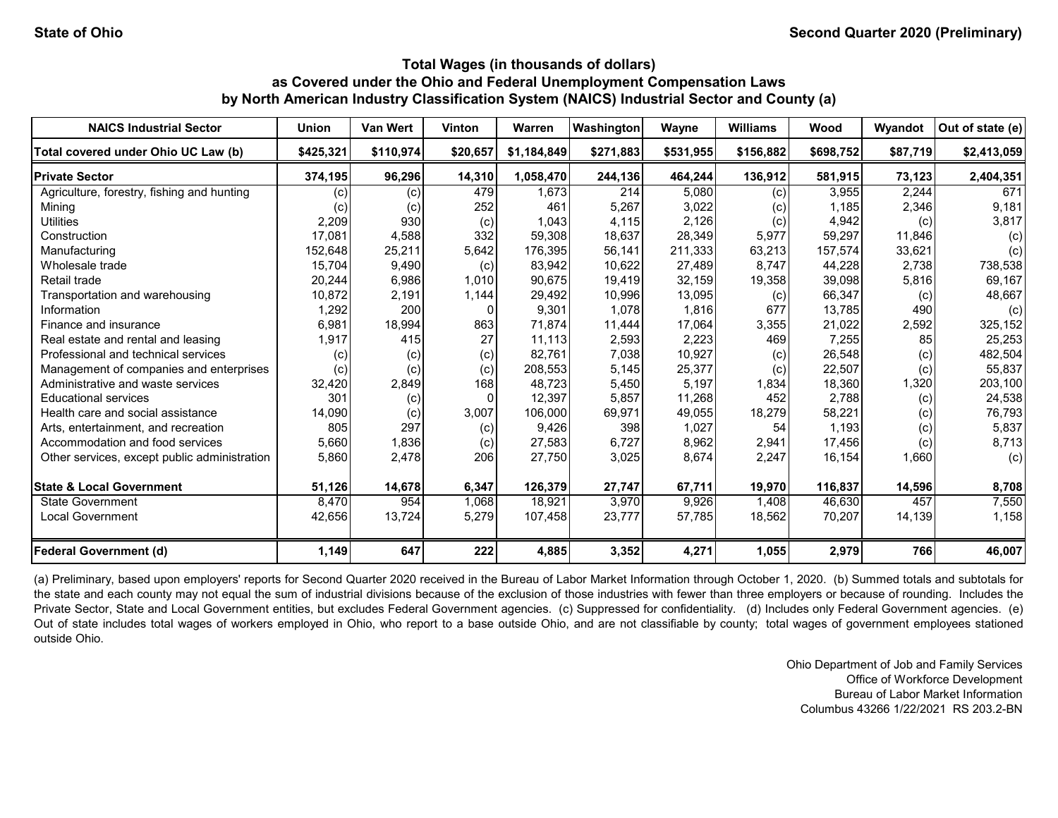State of Ohio

Second Quarter 2020 (Preliminary)

## Total Wages (in thousands of dollars)
## as Covered under the Ohio and Federal Unemployment Compensation Laws
## by North American Industry Classification System (NAICS) Industrial Sector and County (a)

| NAICS Industrial Sector | Union | Van Wert | Vinton | Warren | Washington | Wayne | Williams | Wood | Wyandot | Out of state (e) |
|---|---|---|---|---|---|---|---|---|---|---|
| **Total covered under Ohio UC Law (b)** | **$425,321** | **$110,974** | **$20,657** | **$1,184,849** | **$271,883** | **$531,955** | **$156,882** | **$698,752** | **$87,719** | **$2,413,059** |
| **Private Sector** | **374,195** | **96,296** | **14,310** | **1,058,470** | **244,136** | **464,244** | **136,912** | **581,915** | **73,123** | **2,404,351** |
| Agriculture, forestry, fishing and hunting | (c) | (c) | 479 | 1,673 | 214 | 5,080 | (c) | 3,955 | 2,244 | 671 |
| Mining | (c) | (c) | 252 | 461 | 5,267 | 3,022 | (c) | 1,185 | 2,346 | 9,181 |
| Utilities | 2,209 | 930 | (c) | 1,043 | 4,115 | 2,126 | (c) | 4,942 | (c) | 3,817 |
| Construction | 17,081 | 4,588 | 332 | 59,308 | 18,637 | 28,349 | 5,977 | 59,297 | 11,846 | (c) |
| Manufacturing | 152,648 | 25,211 | 5,642 | 176,395 | 56,141 | 211,333 | 63,213 | 157,574 | 33,621 | (c) |
| Wholesale trade | 15,704 | 9,490 | (c) | 83,942 | 10,622 | 27,489 | 8,747 | 44,228 | 2,738 | 738,538 |
| Retail trade | 20,244 | 6,986 | 1,010 | 90,675 | 19,419 | 32,159 | 19,358 | 39,098 | 5,816 | 69,167 |
| Transportation and warehousing | 10,872 | 2,191 | 1,144 | 29,492 | 10,996 | 13,095 | (c) | 66,347 | (c) | 48,667 |
| Information | 1,292 | 200 | 0 | 9,301 | 1,078 | 1,816 | 677 | 13,785 | 490 | (c) |
| Finance and insurance | 6,981 | 18,994 | 863 | 71,874 | 11,444 | 17,064 | 3,355 | 21,022 | 2,592 | 325,152 |
| Real estate and rental and leasing | 1,917 | 415 | 27 | 11,113 | 2,593 | 2,223 | 469 | 7,255 | 85 | 25,253 |
| Professional and technical services | (c) | (c) | (c) | 82,761 | 7,038 | 10,927 | (c) | 26,548 | (c) | 482,504 |
| Management of companies and enterprises | (c) | (c) | (c) | 208,553 | 5,145 | 25,377 | (c) | 22,507 | (c) | 55,837 |
| Administrative and waste services | 32,420 | 2,849 | 168 | 48,723 | 5,450 | 5,197 | 1,834 | 18,360 | 1,320 | 203,100 |
| Educational services | 301 | (c) | 0 | 12,397 | 5,857 | 11,268 | 452 | 2,788 | (c) | 24,538 |
| Health care and social assistance | 14,090 | (c) | 3,007 | 106,000 | 69,971 | 49,055 | 18,279 | 58,221 | (c) | 76,793 |
| Arts, entertainment, and recreation | 805 | 297 | (c) | 9,426 | 398 | 1,027 | 54 | 1,193 | (c) | 5,837 |
| Accommodation and food services | 5,660 | 1,836 | (c) | 27,583 | 6,727 | 8,962 | 2,941 | 17,456 | (c) | 8,713 |
| Other services, except public administration | 5,860 | 2,478 | 206 | 27,750 | 3,025 | 8,674 | 2,247 | 16,154 | 1,660 | (c) |
| **State & Local Government** | **51,126** | **14,678** | **6,347** | **126,379** | **27,747** | **67,711** | **19,970** | **116,837** | **14,596** | **8,708** |
| State Government | 8,470 | 954 | 1,068 | 18,921 | 3,970 | 9,926 | 1,408 | 46,630 | 457 | 7,550 |
| Local Government | 42,656 | 13,724 | 5,279 | 107,458 | 23,777 | 57,785 | 18,562 | 70,207 | 14,139 | 1,158 |
| **Federal Government (d)** | **1,149** | **647** | **222** | **4,885** | **3,352** | **4,271** | **1,055** | **2,979** | **766** | **46,007** |

(a) Preliminary, based upon employers' reports for Second Quarter 2020 received in the Bureau of Labor Market Information through October 1, 2020. (b) Summed totals and subtotals for the state and each county may not equal the sum of industrial divisions because of the exclusion of those industries with fewer than three employers or because of rounding. Includes the Private Sector, State and Local Government entities, but excludes Federal Government agencies. (c) Suppressed for confidentiality. (d) Includes only Federal Government agencies. (e) Out of state includes total wages of workers employed in Ohio, who report to a base outside Ohio, and are not classifiable by county; total wages of government employees stationed outside Ohio.

Ohio Department of Job and Family Services
Office of Workforce Development
Bureau of Labor Market Information
Columbus 43266 1/22/2021 RS 203.2-BN